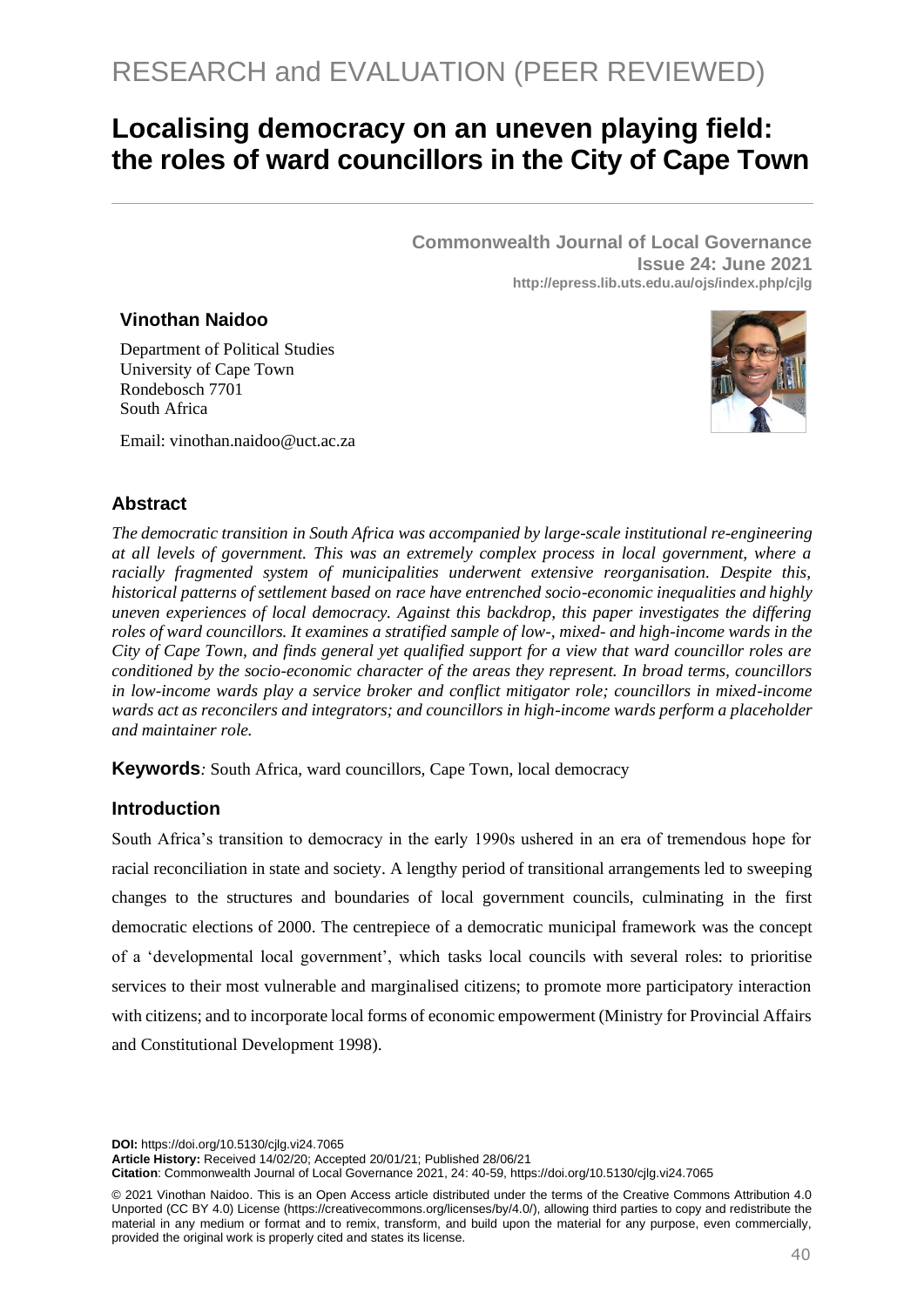RESEARCH and EVALUATION (PEER REVIEWED)

# Localising democracy on an uneven playing field: the roles of ward councillors in the City of Cape Town

**Commonwealth Journal of Local Governance**
**Issue 24: June 2021**
**http://epress.lib.uts.edu.au/ojs/index.php/cjlg**

**Vinothan Naidoo**

Department of Political Studies
University of Cape Town
Rondebosch 7701
South Africa

Email: vinothan.naidoo@uct.ac.za

## Abstract

*The democratic transition in South Africa was accompanied by large-scale institutional re-engineering at all levels of government. This was an extremely complex process in local government, where a racially fragmented system of municipalities underwent extensive reorganisation. Despite this, historical patterns of settlement based on race have entrenched socio-economic inequalities and highly uneven experiences of local democracy. Against this backdrop, this paper investigates the differing roles of ward councillors. It examines a stratified sample of low-, mixed- and high-income wards in the City of Cape Town, and finds general yet qualified support for a view that ward councillor roles are conditioned by the socio-economic character of the areas they represent. In broad terms, councillors in low-income wards play a service broker and conflict mitigator role; councillors in mixed-income wards act as reconcilers and integrators; and councillors in high-income wards perform a placeholder and maintainer role.*

**Keywords***:* South Africa, ward councillors, Cape Town, local democracy

## Introduction

South Africa's transition to democracy in the early 1990s ushered in an era of tremendous hope for racial reconciliation in state and society. A lengthy period of transitional arrangements led to sweeping changes to the structures and boundaries of local government councils, culminating in the first democratic elections of 2000. The centrepiece of a democratic municipal framework was the concept of a 'developmental local government', which tasks local councils with several roles: to prioritise services to their most vulnerable and marginalised citizens; to promote more participatory interaction with citizens; and to incorporate local forms of economic empowerment (Ministry for Provincial Affairs and Constitutional Development 1998).

**DOI:** https://doi.org/10.5130/cjlg.vi24.7065
**Article History:** Received 14/02/20; Accepted 20/01/21; Published 28/06/21
**Citation**: Commonwealth Journal of Local Governance 2021, 24: 40-59, https://doi.org/10.5130/cjlg.vi24.7065

© 2021 Vinothan Naidoo. This is an Open Access article distributed under the terms of the Creative Commons Attribution 4.0 Unported (CC BY 4.0) License (https://creativecommons.org/licenses/by/4.0/), allowing third parties to copy and redistribute the material in any medium or format and to remix, transform, and build upon the material for any purpose, even commercially, provided the original work is properly cited and states its license.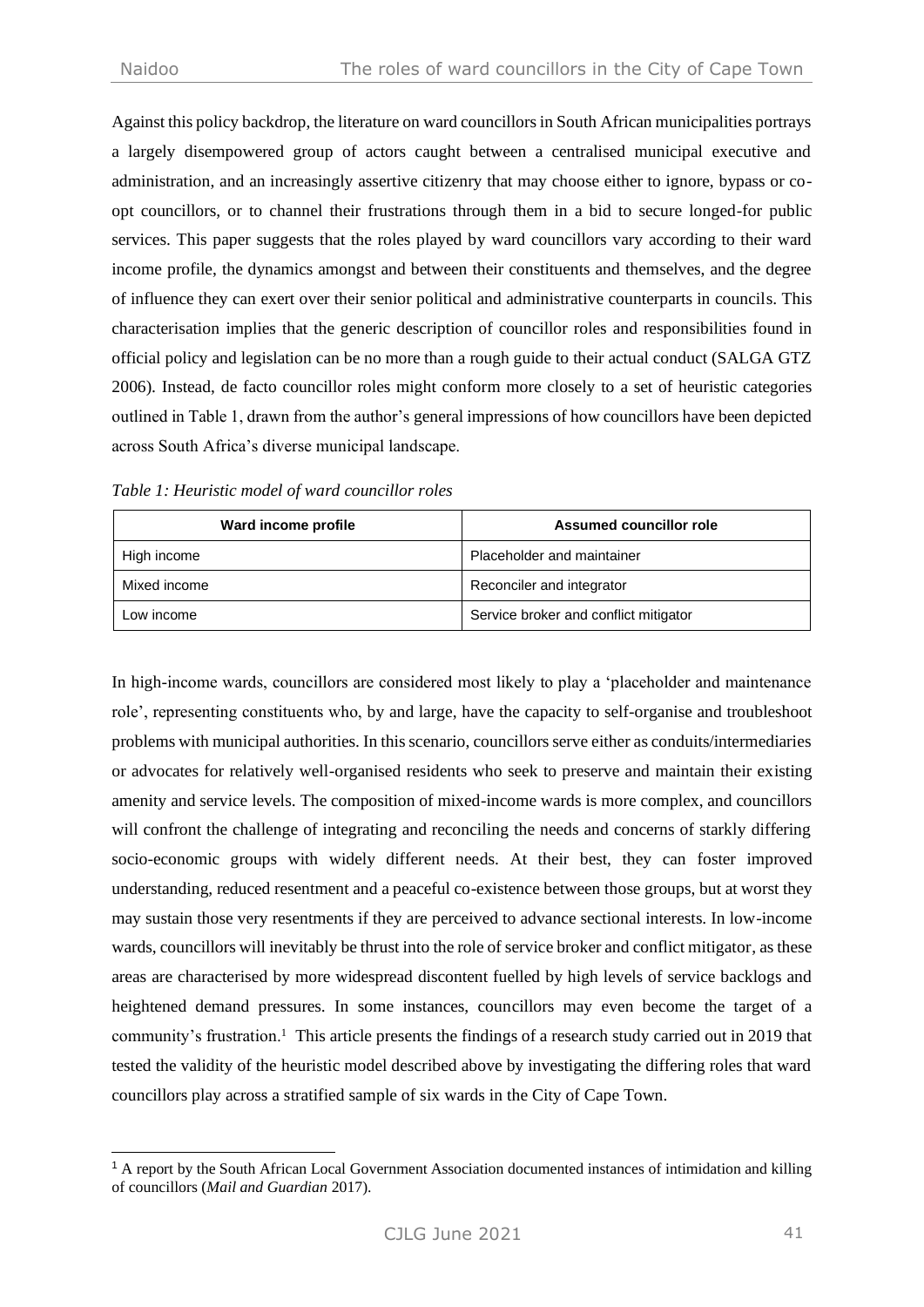Against this policy backdrop, the literature on ward councillors in South African municipalities portrays a largely disempowered group of actors caught between a centralised municipal executive and administration, and an increasingly assertive citizenry that may choose either to ignore, bypass or co-opt councillors, or to channel their frustrations through them in a bid to secure longed-for public services. This paper suggests that the roles played by ward councillors vary according to their ward income profile, the dynamics amongst and between their constituents and themselves, and the degree of influence they can exert over their senior political and administrative counterparts in councils. This characterisation implies that the generic description of councillor roles and responsibilities found in official policy and legislation can be no more than a rough guide to their actual conduct (SALGA GTZ 2006). Instead, de facto councillor roles might conform more closely to a set of heuristic categories outlined in Table 1, drawn from the author's general impressions of how councillors have been depicted across South Africa's diverse municipal landscape.

*Table 1: Heuristic model of ward councillor roles*

| Ward income profile | Assumed councillor role |
|---|---|
| High income | Placeholder and maintainer |
| Mixed income | Reconciler and integrator |
| Low income | Service broker and conflict mitigator |

In high-income wards, councillors are considered most likely to play a 'placeholder and maintenance role', representing constituents who, by and large, have the capacity to self-organise and troubleshoot problems with municipal authorities. In this scenario, councillors serve either as conduits/intermediaries or advocates for relatively well-organised residents who seek to preserve and maintain their existing amenity and service levels. The composition of mixed-income wards is more complex, and councillors will confront the challenge of integrating and reconciling the needs and concerns of starkly differing socio-economic groups with widely different needs. At their best, they can foster improved understanding, reduced resentment and a peaceful co-existence between those groups, but at worst they may sustain those very resentments if they are perceived to advance sectional interests. In low-income wards, councillors will inevitably be thrust into the role of service broker and conflict mitigator, as these areas are characterised by more widespread discontent fuelled by high levels of service backlogs and heightened demand pressures. In some instances, councillors may even become the target of a community's frustration.[1] This article presents the findings of a research study carried out in 2019 that tested the validity of the heuristic model described above by investigating the differing roles that ward councillors play across a stratified sample of six wards in the City of Cape Town.

[1] A report by the South African Local Government Association documented instances of intimidation and killing of councillors (*Mail and Guardian* 2017).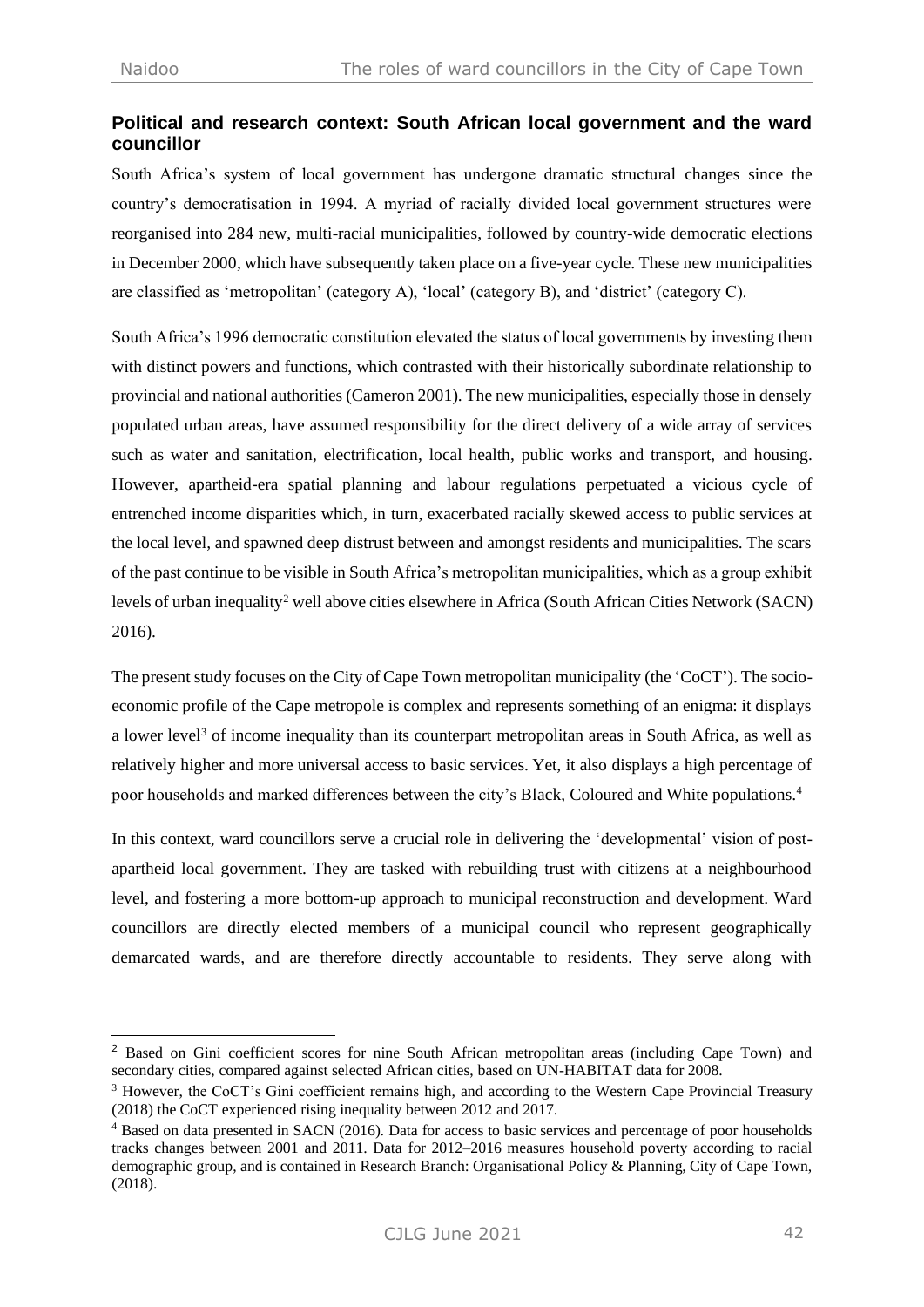## Political and research context: South African local government and the ward councillor

South Africa's system of local government has undergone dramatic structural changes since the country's democratisation in 1994. A myriad of racially divided local government structures were reorganised into 284 new, multi-racial municipalities, followed by country-wide democratic elections in December 2000, which have subsequently taken place on a five-year cycle. These new municipalities are classified as 'metropolitan' (category A), 'local' (category B), and 'district' (category C).

South Africa's 1996 democratic constitution elevated the status of local governments by investing them with distinct powers and functions, which contrasted with their historically subordinate relationship to provincial and national authorities (Cameron 2001). The new municipalities, especially those in densely populated urban areas, have assumed responsibility for the direct delivery of a wide array of services such as water and sanitation, electrification, local health, public works and transport, and housing. However, apartheid-era spatial planning and labour regulations perpetuated a vicious cycle of entrenched income disparities which, in turn, exacerbated racially skewed access to public services at the local level, and spawned deep distrust between and amongst residents and municipalities. The scars of the past continue to be visible in South Africa's metropolitan municipalities, which as a group exhibit levels of urban inequality[2] well above cities elsewhere in Africa (South African Cities Network (SACN) 2016).

The present study focuses on the City of Cape Town metropolitan municipality (the 'CoCT'). The socio-economic profile of the Cape metropole is complex and represents something of an enigma: it displays a lower level[3] of income inequality than its counterpart metropolitan areas in South Africa, as well as relatively higher and more universal access to basic services. Yet, it also displays a high percentage of poor households and marked differences between the city's Black, Coloured and White populations.[4]

In this context, ward councillors serve a crucial role in delivering the 'developmental' vision of post-apartheid local government. They are tasked with rebuilding trust with citizens at a neighbourhood level, and fostering a more bottom-up approach to municipal reconstruction and development. Ward councillors are directly elected members of a municipal council who represent geographically demarcated wards, and are therefore directly accountable to residents. They serve along with

---

[2] Based on Gini coefficient scores for nine South African metropolitan areas (including Cape Town) and secondary cities, compared against selected African cities, based on UN-HABITAT data for 2008.

[3] However, the CoCT's Gini coefficient remains high, and according to the Western Cape Provincial Treasury (2018) the CoCT experienced rising inequality between 2012 and 2017.

[4] Based on data presented in SACN (2016). Data for access to basic services and percentage of poor households tracks changes between 2001 and 2011. Data for 2012–2016 measures household poverty according to racial demographic group, and is contained in Research Branch: Organisational Policy & Planning, City of Cape Town, (2018).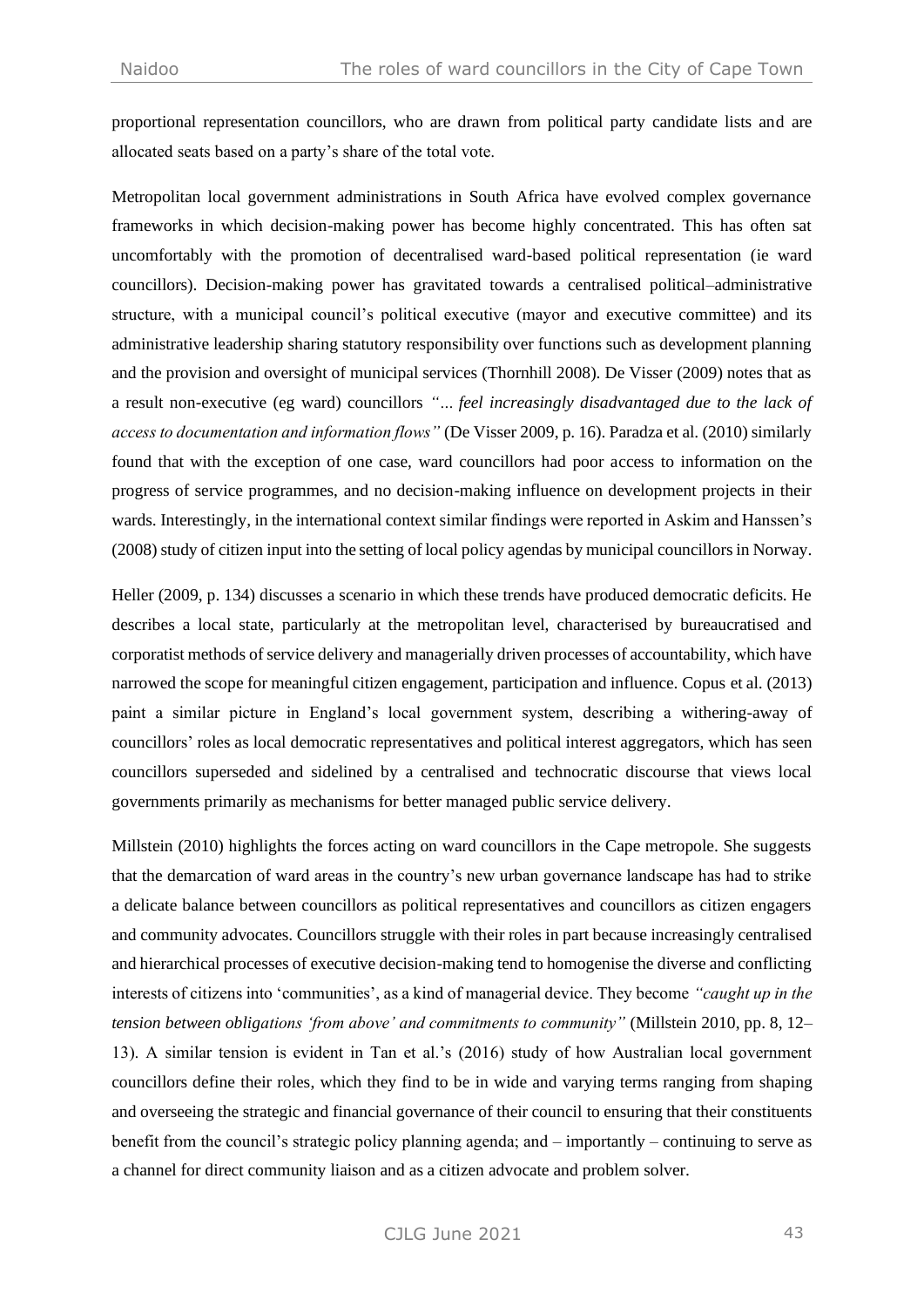proportional representation councillors, who are drawn from political party candidate lists and are allocated seats based on a party's share of the total vote.

Metropolitan local government administrations in South Africa have evolved complex governance frameworks in which decision-making power has become highly concentrated. This has often sat uncomfortably with the promotion of decentralised ward-based political representation (ie ward councillors). Decision-making power has gravitated towards a centralised political–administrative structure, with a municipal council's political executive (mayor and executive committee) and its administrative leadership sharing statutory responsibility over functions such as development planning and the provision and oversight of municipal services (Thornhill 2008). De Visser (2009) notes that as a result non-executive (eg ward) councillors *"… feel increasingly disadvantaged due to the lack of access to documentation and information flows"* (De Visser 2009, p. 16). Paradza et al. (2010) similarly found that with the exception of one case, ward councillors had poor access to information on the progress of service programmes, and no decision-making influence on development projects in their wards. Interestingly, in the international context similar findings were reported in Askim and Hanssen's (2008) study of citizen input into the setting of local policy agendas by municipal councillors in Norway.

Heller (2009, p. 134) discusses a scenario in which these trends have produced democratic deficits. He describes a local state, particularly at the metropolitan level, characterised by bureaucratised and corporatist methods of service delivery and managerially driven processes of accountability, which have narrowed the scope for meaningful citizen engagement, participation and influence. Copus et al. (2013) paint a similar picture in England's local government system, describing a withering-away of councillors' roles as local democratic representatives and political interest aggregators, which has seen councillors superseded and sidelined by a centralised and technocratic discourse that views local governments primarily as mechanisms for better managed public service delivery.

Millstein (2010) highlights the forces acting on ward councillors in the Cape metropole. She suggests that the demarcation of ward areas in the country's new urban governance landscape has had to strike a delicate balance between councillors as political representatives and councillors as citizen engagers and community advocates. Councillors struggle with their roles in part because increasingly centralised and hierarchical processes of executive decision-making tend to homogenise the diverse and conflicting interests of citizens into 'communities', as a kind of managerial device. They become *"caught up in the tension between obligations 'from above' and commitments to community"* (Millstein 2010, pp. 8, 12–13). A similar tension is evident in Tan et al.'s (2016) study of how Australian local government councillors define their roles, which they find to be in wide and varying terms ranging from shaping and overseeing the strategic and financial governance of their council to ensuring that their constituents benefit from the council's strategic policy planning agenda; and – importantly – continuing to serve as a channel for direct community liaison and as a citizen advocate and problem solver.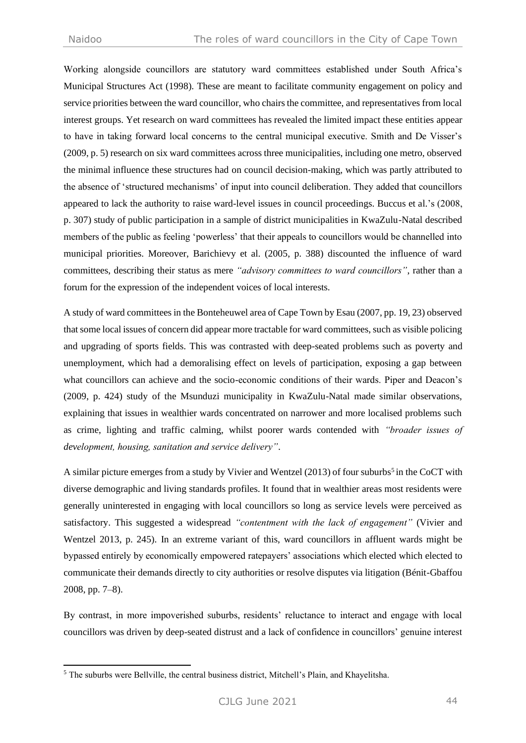Working alongside councillors are statutory ward committees established under South Africa's Municipal Structures Act (1998). These are meant to facilitate community engagement on policy and service priorities between the ward councillor, who chairs the committee, and representatives from local interest groups. Yet research on ward committees has revealed the limited impact these entities appear to have in taking forward local concerns to the central municipal executive. Smith and De Visser's (2009, p. 5) research on six ward committees across three municipalities, including one metro, observed the minimal influence these structures had on council decision-making, which was partly attributed to the absence of 'structured mechanisms' of input into council deliberation. They added that councillors appeared to lack the authority to raise ward-level issues in council proceedings. Buccus et al.'s (2008, p. 307) study of public participation in a sample of district municipalities in KwaZulu-Natal described members of the public as feeling 'powerless' that their appeals to councillors would be channelled into municipal priorities. Moreover, Barichievy et al. (2005, p. 388) discounted the influence of ward committees, describing their status as mere *"advisory committees to ward councillors"*, rather than a forum for the expression of the independent voices of local interests.

A study of ward committees in the Bonteheuwel area of Cape Town by Esau (2007, pp. 19, 23) observed that some local issues of concern did appear more tractable for ward committees, such as visible policing and upgrading of sports fields. This was contrasted with deep-seated problems such as poverty and unemployment, which had a demoralising effect on levels of participation, exposing a gap between what councillors can achieve and the socio-economic conditions of their wards. Piper and Deacon's (2009, p. 424) study of the Msunduzi municipality in KwaZulu-Natal made similar observations, explaining that issues in wealthier wards concentrated on narrower and more localised problems such as crime, lighting and traffic calming, whilst poorer wards contended with *"broader issues of development, housing, sanitation and service delivery"*.

A similar picture emerges from a study by Vivier and Wentzel (2013) of four suburbs[5] in the CoCT with diverse demographic and living standards profiles. It found that in wealthier areas most residents were generally uninterested in engaging with local councillors so long as service levels were perceived as satisfactory. This suggested a widespread *"contentment with the lack of engagement"* (Vivier and Wentzel 2013, p. 245). In an extreme variant of this, ward councillors in affluent wards might be bypassed entirely by economically empowered ratepayers' associations which elected which elected to communicate their demands directly to city authorities or resolve disputes via litigation (Bénit-Gbaffou 2008, pp. 7–8).

By contrast, in more impoverished suburbs, residents' reluctance to interact and engage with local councillors was driven by deep-seated distrust and a lack of confidence in councillors' genuine interest

[5] The suburbs were Bellville, the central business district, Mitchell's Plain, and Khayelitsha.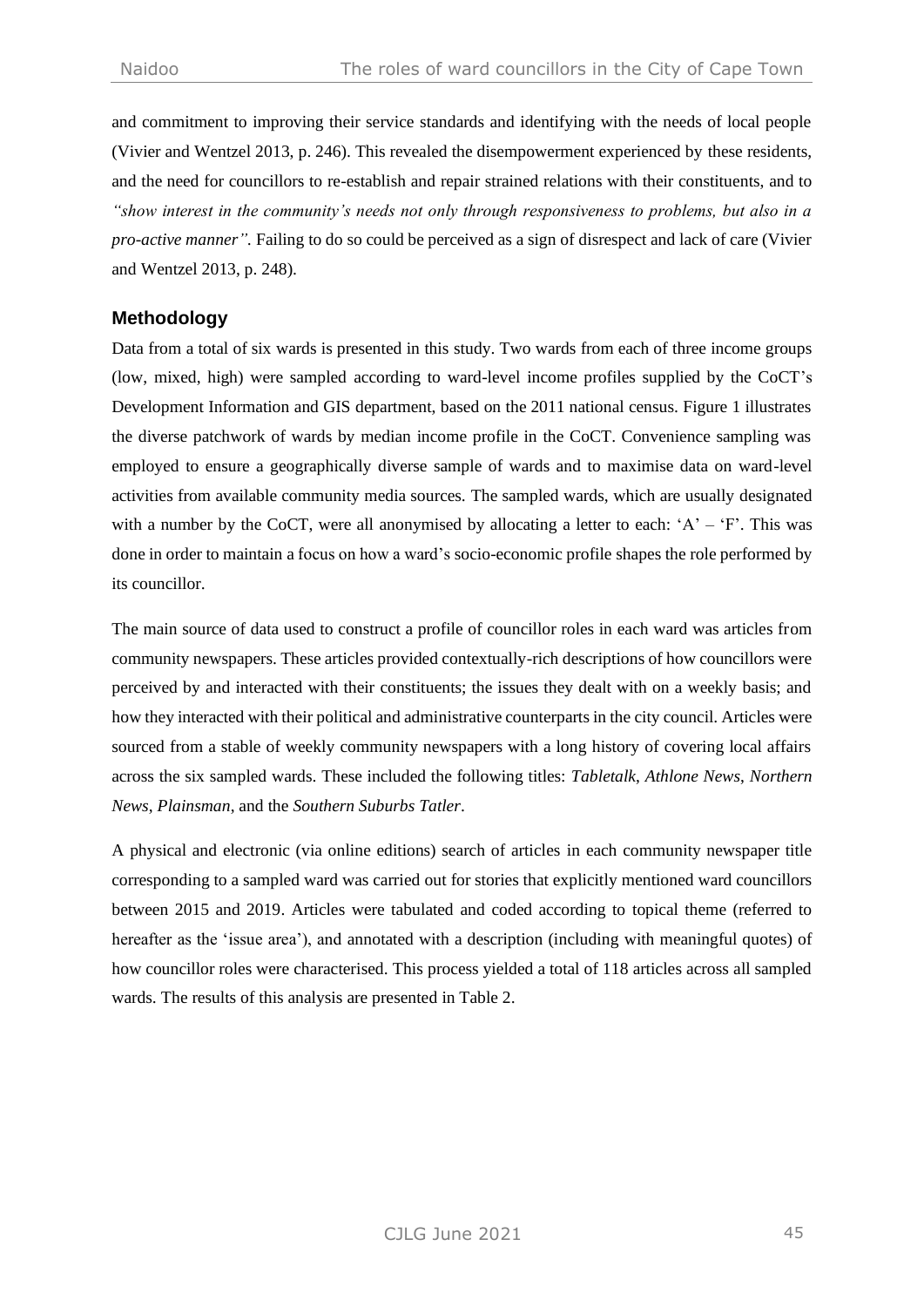and commitment to improving their service standards and identifying with the needs of local people (Vivier and Wentzel 2013, p. 246). This revealed the disempowerment experienced by these residents, and the need for councillors to re-establish and repair strained relations with their constituents, and to *"show interest in the community's needs not only through responsiveness to problems, but also in a pro-active manner"*. Failing to do so could be perceived as a sign of disrespect and lack of care (Vivier and Wentzel 2013, p. 248).

## Methodology

Data from a total of six wards is presented in this study. Two wards from each of three income groups (low, mixed, high) were sampled according to ward-level income profiles supplied by the CoCT's Development Information and GIS department, based on the 2011 national census. Figure 1 illustrates the diverse patchwork of wards by median income profile in the CoCT. Convenience sampling was employed to ensure a geographically diverse sample of wards and to maximise data on ward-level activities from available community media sources. The sampled wards, which are usually designated with a number by the CoCT, were all anonymised by allocating a letter to each: 'A' – 'F'. This was done in order to maintain a focus on how a ward's socio-economic profile shapes the role performed by its councillor.

The main source of data used to construct a profile of councillor roles in each ward was articles from community newspapers. These articles provided contextually-rich descriptions of how councillors were perceived by and interacted with their constituents; the issues they dealt with on a weekly basis; and how they interacted with their political and administrative counterparts in the city council. Articles were sourced from a stable of weekly community newspapers with a long history of covering local affairs across the six sampled wards. These included the following titles: *Tabletalk*, *Athlone News*, *Northern News*, *Plainsman*, and the *Southern Suburbs Tatler*.

A physical and electronic (via online editions) search of articles in each community newspaper title corresponding to a sampled ward was carried out for stories that explicitly mentioned ward councillors between 2015 and 2019. Articles were tabulated and coded according to topical theme (referred to hereafter as the 'issue area'), and annotated with a description (including with meaningful quotes) of how councillor roles were characterised. This process yielded a total of 118 articles across all sampled wards. The results of this analysis are presented in Table 2.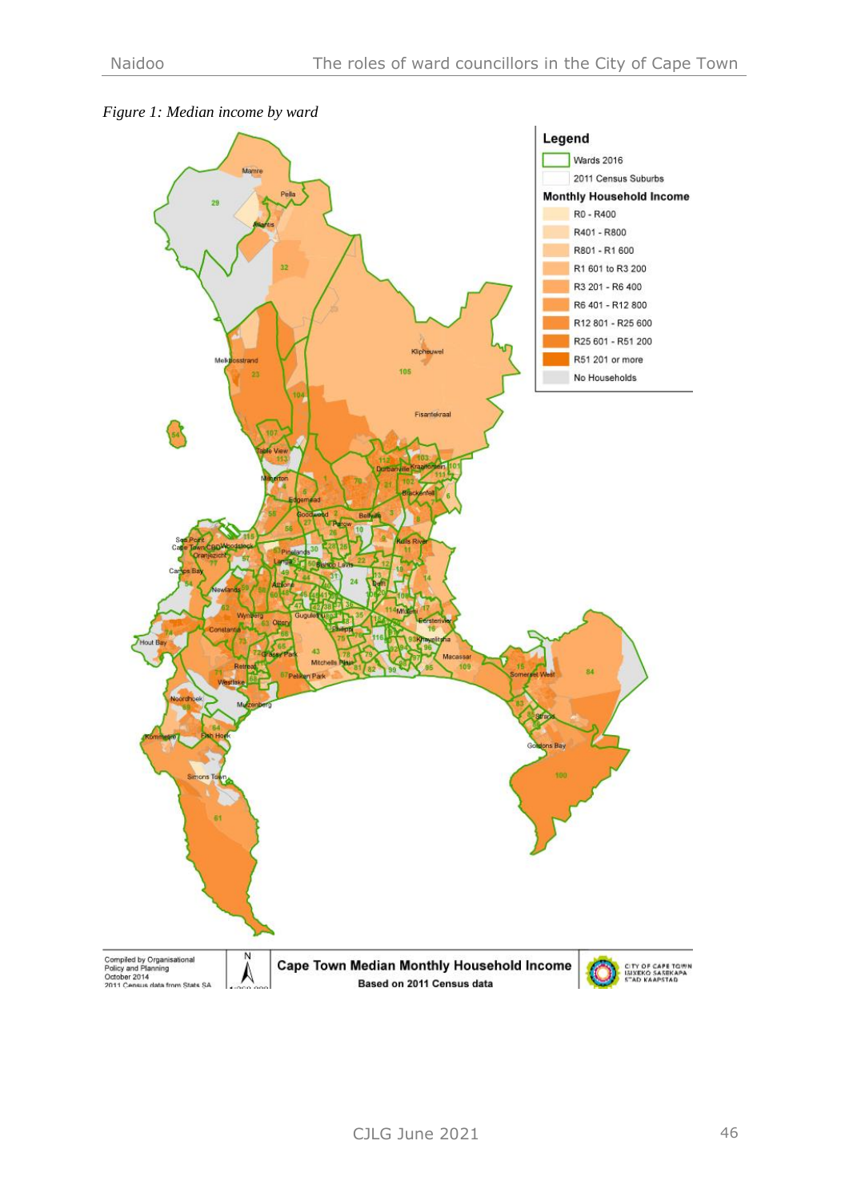*Figure 1: Median income by ward*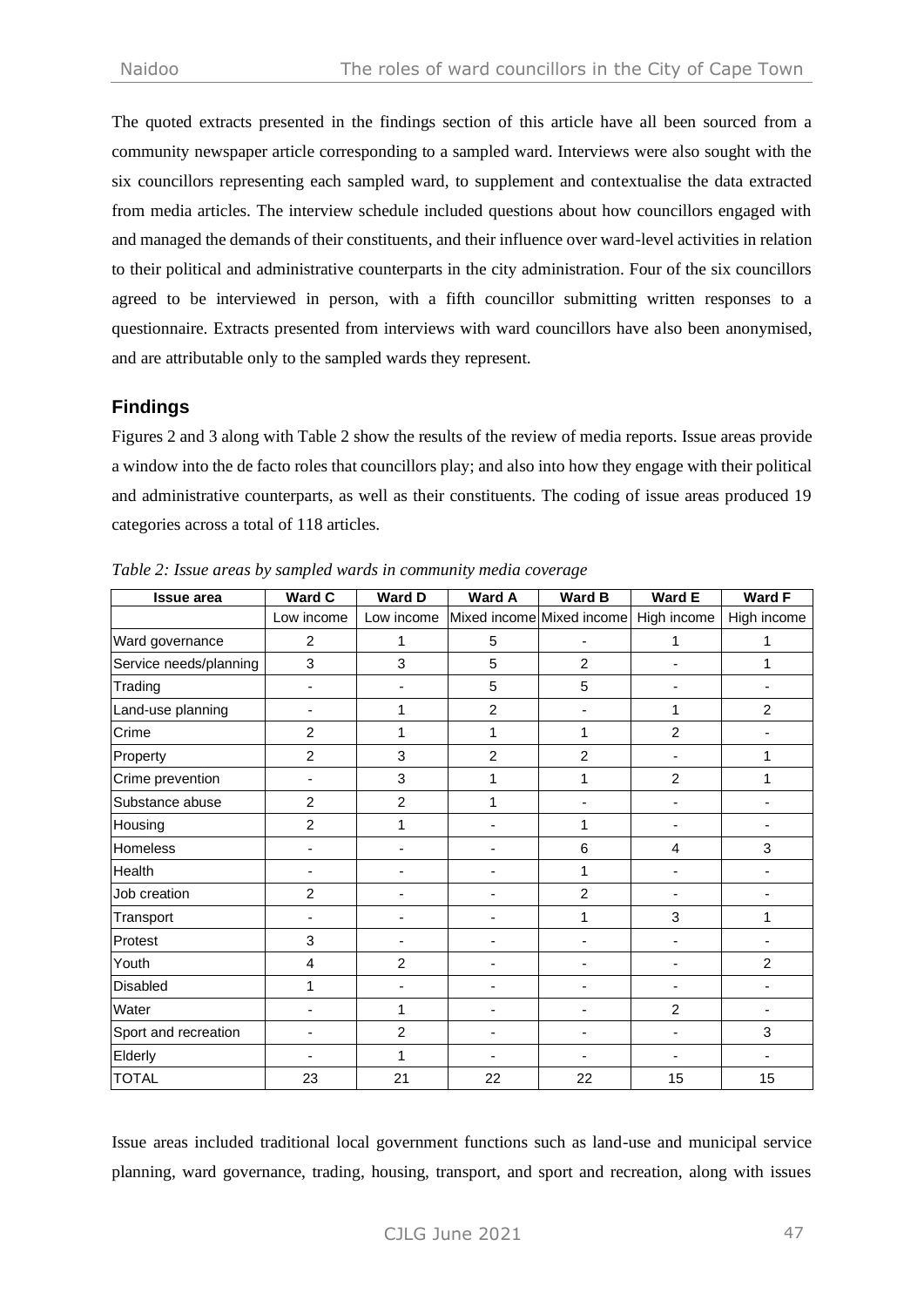The quoted extracts presented in the findings section of this article have all been sourced from a community newspaper article corresponding to a sampled ward. Interviews were also sought with the six councillors representing each sampled ward, to supplement and contextualise the data extracted from media articles. The interview schedule included questions about how councillors engaged with and managed the demands of their constituents, and their influence over ward-level activities in relation to their political and administrative counterparts in the city administration. Four of the six councillors agreed to be interviewed in person, with a fifth councillor submitting written responses to a questionnaire. Extracts presented from interviews with ward councillors have also been anonymised, and are attributable only to the sampled wards they represent.

## Findings

Figures 2 and 3 along with Table 2 show the results of the review of media reports. Issue areas provide a window into the de facto roles that councillors play; and also into how they engage with their political and administrative counterparts, as well as their constituents. The coding of issue areas produced 19 categories across a total of 118 articles.

*Table 2: Issue areas by sampled wards in community media coverage*

| Issue area | Ward C | Ward D | Ward A | Ward B | Ward E | Ward F |
|---|---|---|---|---|---|---|
| | Low income | Low income | Mixed income | Mixed income | High income | High income |
| Ward governance | 2 | 1 | 5 | - | 1 | 1 |
| Service needs/planning | 3 | 3 | 5 | 2 | - | 1 |
| Trading | - | - | 5 | 5 | - | - |
| Land-use planning | - | 1 | 2 | - | 1 | 2 |
| Crime | 2 | 1 | 1 | 1 | 2 | - |
| Property | 2 | 3 | 2 | 2 | - | 1 |
| Crime prevention | - | 3 | 1 | 1 | 2 | 1 |
| Substance abuse | 2 | 2 | 1 | - | - | - |
| Housing | 2 | 1 | - | 1 | - | - |
| Homeless | - | - | - | 6 | 4 | 3 |
| Health | - | - | - | 1 | - | - |
| Job creation | 2 | - | - | 2 | - | - |
| Transport | - | - | - | 1 | 3 | 1 |
| Protest | 3 | - | - | - | - | - |
| Youth | 4 | 2 | - | - | - | 2 |
| Disabled | 1 | - | - | - | - | - |
| Water | - | 1 | - | - | 2 | - |
| Sport and recreation | - | 2 | - | - | - | 3 |
| Elderly | - | 1 | - | - | - | - |
| TOTAL | 23 | 21 | 22 | 22 | 15 | 15 |

Issue areas included traditional local government functions such as land-use and municipal service planning, ward governance, trading, housing, transport, and sport and recreation, along with issues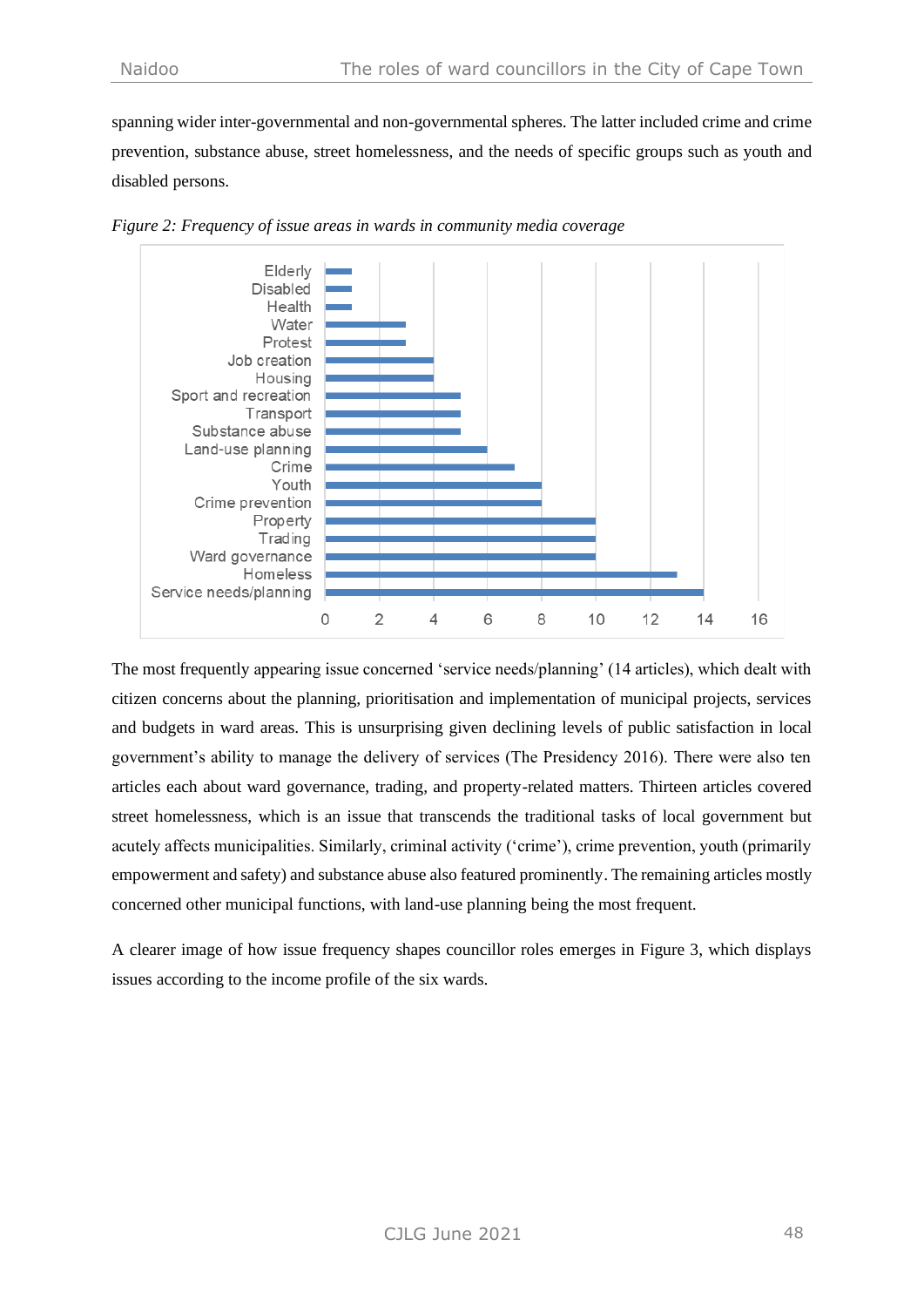spanning wider inter-governmental and non-governmental spheres. The latter included crime and crime prevention, substance abuse, street homelessness, and the needs of specific groups such as youth and disabled persons.

*Figure 2: Frequency of issue areas in wards in community media coverage*

| Issue area | Frequency |
| --- | --- |
| Elderly | 1 |
| Disabled | 1 |
| Health | 1 |
| Water | 3 |
| Protest | 3 |
| Job creation | 4 |
| Housing | 4 |
| Sport and recreation | 5 |
| Transport | 5 |
| Substance abuse | 5 |
| Land-use planning | 6 |
| Crime | 7 |
| Youth | 8 |
| Crime prevention | 8 |
| Property | 10 |
| Trading | 10 |
| Ward governance | 10 |
| Homeless | 13 |
| Service needs/planning | 14 |

The most frequently appearing issue concerned 'service needs/planning' (14 articles), which dealt with citizen concerns about the planning, prioritisation and implementation of municipal projects, services and budgets in ward areas. This is unsurprising given declining levels of public satisfaction in local government's ability to manage the delivery of services (The Presidency 2016). There were also ten articles each about ward governance, trading, and property-related matters. Thirteen articles covered street homelessness, which is an issue that transcends the traditional tasks of local government but acutely affects municipalities. Similarly, criminal activity ('crime'), crime prevention, youth (primarily empowerment and safety) and substance abuse also featured prominently. The remaining articles mostly concerned other municipal functions, with land-use planning being the most frequent.

A clearer image of how issue frequency shapes councillor roles emerges in Figure 3, which displays issues according to the income profile of the six wards.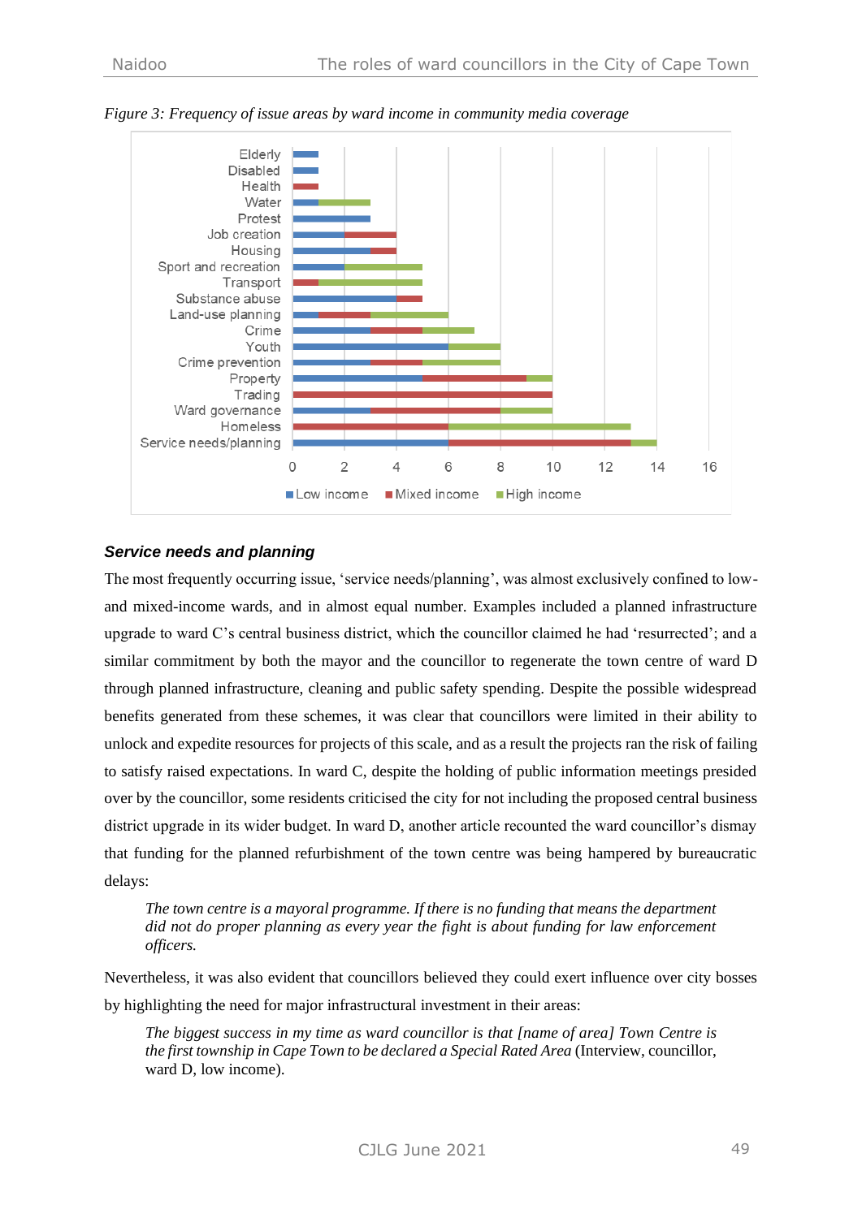*Figure 3: Frequency of issue areas by ward income in community media coverage*

## Service needs and planning

The most frequently occurring issue, 'service needs/planning', was almost exclusively confined to low- and mixed-income wards, and in almost equal number. Examples included a planned infrastructure upgrade to ward C's central business district, which the councillor claimed he had 'resurrected'; and a similar commitment by both the mayor and the councillor to regenerate the town centre of ward D through planned infrastructure, cleaning and public safety spending. Despite the possible widespread benefits generated from these schemes, it was clear that councillors were limited in their ability to unlock and expedite resources for projects of this scale, and as a result the projects ran the risk of failing to satisfy raised expectations. In ward C, despite the holding of public information meetings presided over by the councillor, some residents criticised the city for not including the proposed central business district upgrade in its wider budget. In ward D, another article recounted the ward councillor's dismay that funding for the planned refurbishment of the town centre was being hampered by bureaucratic delays:

> *The town centre is a mayoral programme. If there is no funding that means the department did not do proper planning as every year the fight is about funding for law enforcement officers.*

Nevertheless, it was also evident that councillors believed they could exert influence over city bosses by highlighting the need for major infrastructural investment in their areas:

> *The biggest success in my time as ward councillor is that [name of area] Town Centre is the first township in Cape Town to be declared a Special Rated Area* (Interview, councillor, ward D, low income).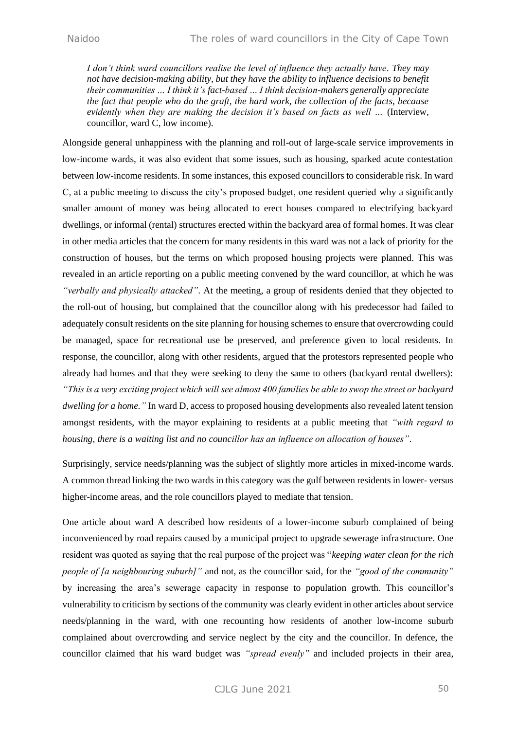*I don't think ward councillors realise the level of influence they actually have. They may not have decision-making ability, but they have the ability to influence decisions to benefit their communities … I think it's fact-based … I think decision-makers generally appreciate the fact that people who do the graft, the hard work, the collection of the facts, because evidently when they are making the decision it's based on facts as well …* (Interview, councillor, ward C, low income).

Alongside general unhappiness with the planning and roll-out of large-scale service improvements in low-income wards, it was also evident that some issues, such as housing, sparked acute contestation between low-income residents. In some instances, this exposed councillors to considerable risk. In ward C, at a public meeting to discuss the city's proposed budget, one resident queried why a significantly smaller amount of money was being allocated to erect houses compared to electrifying backyard dwellings, or informal (rental) structures erected within the backyard area of formal homes. It was clear in other media articles that the concern for many residents in this ward was not a lack of priority for the construction of houses, but the terms on which proposed housing projects were planned. This was revealed in an article reporting on a public meeting convened by the ward councillor, at which he was *"verbally and physically attacked"*. At the meeting, a group of residents denied that they objected to the roll-out of housing, but complained that the councillor along with his predecessor had failed to adequately consult residents on the site planning for housing schemes to ensure that overcrowding could be managed, space for recreational use be preserved, and preference given to local residents. In response, the councillor, along with other residents, argued that the protestors represented people who already had homes and that they were seeking to deny the same to others (backyard rental dwellers): *"This is a very exciting project which will see almost 400 families be able to swop the street or backyard dwelling for a home."* In ward D, access to proposed housing developments also revealed latent tension amongst residents, with the mayor explaining to residents at a public meeting that *"with regard to housing, there is a waiting list and no councillor has an influence on allocation of houses"*.

Surprisingly, service needs/planning was the subject of slightly more articles in mixed-income wards. A common thread linking the two wards in this category was the gulf between residents in lower- versus higher-income areas, and the role councillors played to mediate that tension.

One article about ward A described how residents of a lower-income suburb complained of being inconvenienced by road repairs caused by a municipal project to upgrade sewerage infrastructure. One resident was quoted as saying that the real purpose of the project was "*keeping water clean for the rich people of [a neighbouring suburb]"* and not, as the councillor said, for the *"good of the community"* by increasing the area's sewerage capacity in response to population growth. This councillor's vulnerability to criticism by sections of the community was clearly evident in other articles about service needs/planning in the ward, with one recounting how residents of another low-income suburb complained about overcrowding and service neglect by the city and the councillor. In defence, the councillor claimed that his ward budget was *"spread evenly"* and included projects in their area,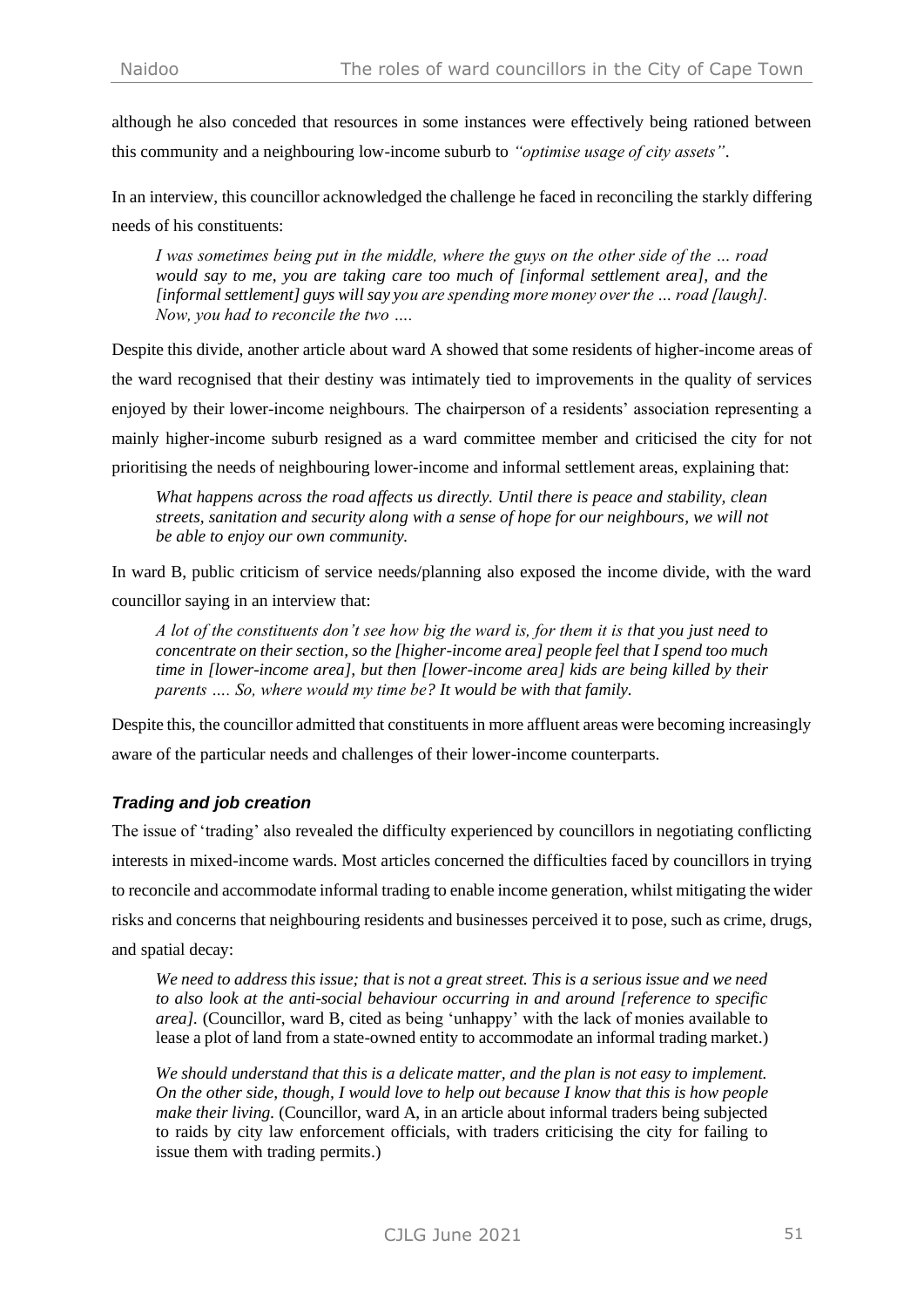although he also conceded that resources in some instances were effectively being rationed between this community and a neighbouring low-income suburb to *"optimise usage of city assets"*.

In an interview, this councillor acknowledged the challenge he faced in reconciling the starkly differing needs of his constituents:

> *I was sometimes being put in the middle, where the guys on the other side of the … road would say to me, you are taking care too much of [informal settlement area], and the [informal settlement] guys will say you are spending more money over the … road [laugh]. Now, you had to reconcile the two ….*

Despite this divide, another article about ward A showed that some residents of higher-income areas of the ward recognised that their destiny was intimately tied to improvements in the quality of services enjoyed by their lower-income neighbours. The chairperson of a residents' association representing a mainly higher-income suburb resigned as a ward committee member and criticised the city for not prioritising the needs of neighbouring lower-income and informal settlement areas, explaining that:

> *What happens across the road affects us directly. Until there is peace and stability, clean streets, sanitation and security along with a sense of hope for our neighbours, we will not be able to enjoy our own community.*

In ward B, public criticism of service needs/planning also exposed the income divide, with the ward councillor saying in an interview that:

> *A lot of the constituents don't see how big the ward is, for them it is that you just need to concentrate on their section, so the [higher-income area] people feel that I spend too much time in [lower-income area], but then [lower-income area] kids are being killed by their parents …. So, where would my time be? It would be with that family.*

Despite this, the councillor admitted that constituents in more affluent areas were becoming increasingly aware of the particular needs and challenges of their lower-income counterparts.

### *Trading and job creation*

The issue of 'trading' also revealed the difficulty experienced by councillors in negotiating conflicting interests in mixed-income wards. Most articles concerned the difficulties faced by councillors in trying to reconcile and accommodate informal trading to enable income generation, whilst mitigating the wider risks and concerns that neighbouring residents and businesses perceived it to pose, such as crime, drugs, and spatial decay:

> *We need to address this issue; that is not a great street. This is a serious issue and we need to also look at the anti-social behaviour occurring in and around [reference to specific area].* (Councillor, ward B, cited as being 'unhappy' with the lack of monies available to lease a plot of land from a state-owned entity to accommodate an informal trading market.)

> *We should understand that this is a delicate matter, and the plan is not easy to implement. On the other side, though, I would love to help out because I know that this is how people make their living.* (Councillor, ward A, in an article about informal traders being subjected to raids by city law enforcement officials, with traders criticising the city for failing to issue them with trading permits.)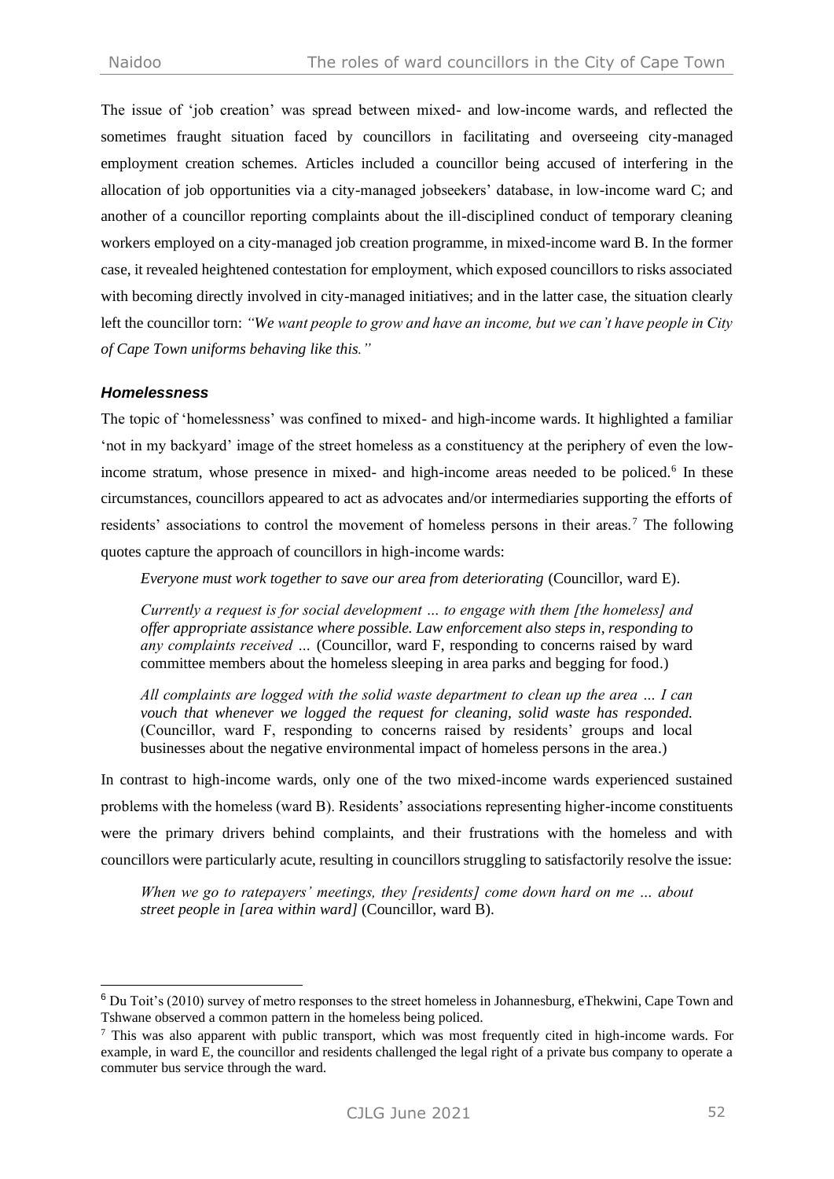The issue of 'job creation' was spread between mixed- and low-income wards, and reflected the sometimes fraught situation faced by councillors in facilitating and overseeing city-managed employment creation schemes. Articles included a councillor being accused of interfering in the allocation of job opportunities via a city-managed jobseekers' database, in low-income ward C; and another of a councillor reporting complaints about the ill-disciplined conduct of temporary cleaning workers employed on a city-managed job creation programme, in mixed-income ward B. In the former case, it revealed heightened contestation for employment, which exposed councillors to risks associated with becoming directly involved in city-managed initiatives; and in the latter case, the situation clearly left the councillor torn: *"We want people to grow and have an income, but we can't have people in City of Cape Town uniforms behaving like this."*

### *Homelessness*

The topic of 'homelessness' was confined to mixed- and high-income wards. It highlighted a familiar 'not in my backyard' image of the street homeless as a constituency at the periphery of even the low-income stratum, whose presence in mixed- and high-income areas needed to be policed.[6] In these circumstances, councillors appeared to act as advocates and/or intermediaries supporting the efforts of residents' associations to control the movement of homeless persons in their areas.[7] The following quotes capture the approach of councillors in high-income wards:

> *Everyone must work together to save our area from deteriorating* (Councillor, ward E).
>
> *Currently a request is for social development … to engage with them [the homeless] and offer appropriate assistance where possible. Law enforcement also steps in, responding to any complaints received …* (Councillor, ward F, responding to concerns raised by ward committee members about the homeless sleeping in area parks and begging for food.)
>
> *All complaints are logged with the solid waste department to clean up the area … I can vouch that whenever we logged the request for cleaning, solid waste has responded.* (Councillor, ward F, responding to concerns raised by residents' groups and local businesses about the negative environmental impact of homeless persons in the area.)

In contrast to high-income wards, only one of the two mixed-income wards experienced sustained problems with the homeless (ward B). Residents' associations representing higher-income constituents were the primary drivers behind complaints, and their frustrations with the homeless and with councillors were particularly acute, resulting in councillors struggling to satisfactorily resolve the issue:

> *When we go to ratepayers' meetings, they [residents] come down hard on me … about street people in [area within ward]* (Councillor, ward B).

---

[6] Du Toit's (2010) survey of metro responses to the street homeless in Johannesburg, eThekwini, Cape Town and Tshwane observed a common pattern in the homeless being policed.

[7] This was also apparent with public transport, which was most frequently cited in high-income wards. For example, in ward E, the councillor and residents challenged the legal right of a private bus company to operate a commuter bus service through the ward.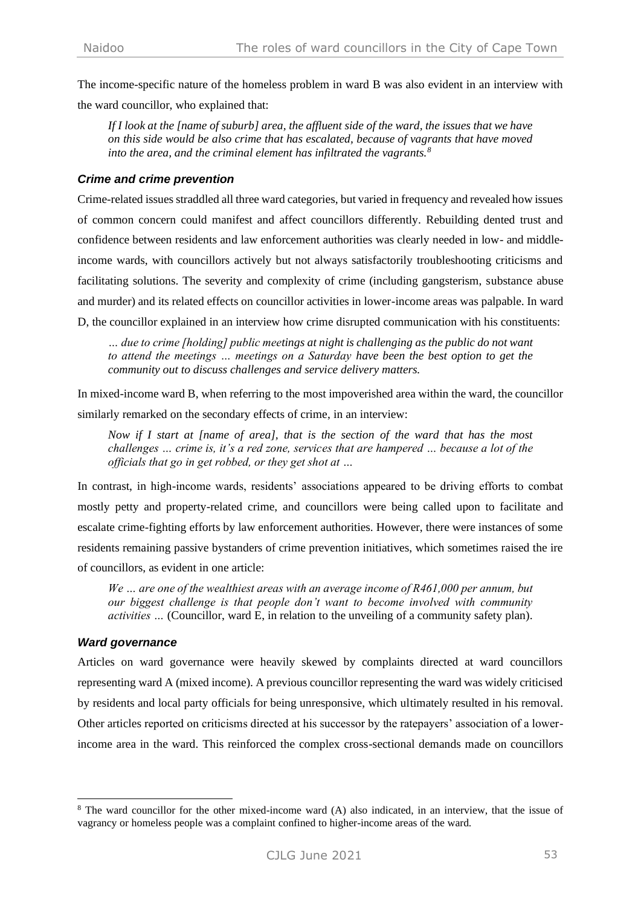The income-specific nature of the homeless problem in ward B was also evident in an interview with the ward councillor, who explained that:

> *If I look at the [name of suburb] area, the affluent side of the ward, the issues that we have on this side would be also crime that has escalated, because of vagrants that have moved into the area, and the criminal element has infiltrated the vagrants.*[8]

### *Crime and crime prevention*

Crime-related issues straddled all three ward categories, but varied in frequency and revealed how issues of common concern could manifest and affect councillors differently. Rebuilding dented trust and confidence between residents and law enforcement authorities was clearly needed in low- and middle-income wards, with councillors actively but not always satisfactorily troubleshooting criticisms and facilitating solutions. The severity and complexity of crime (including gangsterism, substance abuse and murder) and its related effects on councillor activities in lower-income areas was palpable. In ward D, the councillor explained in an interview how crime disrupted communication with his constituents:

> *… due to crime [holding] public meetings at night is challenging as the public do not want to attend the meetings … meetings on a Saturday have been the best option to get the community out to discuss challenges and service delivery matters.*

In mixed-income ward B, when referring to the most impoverished area within the ward, the councillor similarly remarked on the secondary effects of crime, in an interview:

> *Now if I start at [name of area], that is the section of the ward that has the most challenges … crime is, it's a red zone, services that are hampered … because a lot of the officials that go in get robbed, or they get shot at …*

In contrast, in high-income wards, residents' associations appeared to be driving efforts to combat mostly petty and property-related crime, and councillors were being called upon to facilitate and escalate crime-fighting efforts by law enforcement authorities. However, there were instances of some residents remaining passive bystanders of crime prevention initiatives, which sometimes raised the ire of councillors, as evident in one article:

> *We … are one of the wealthiest areas with an average income of R461,000 per annum, but our biggest challenge is that people don't want to become involved with community activities …* (Councillor, ward E, in relation to the unveiling of a community safety plan).

### *Ward governance*

Articles on ward governance were heavily skewed by complaints directed at ward councillors representing ward A (mixed income). A previous councillor representing the ward was widely criticised by residents and local party officials for being unresponsive, which ultimately resulted in his removal. Other articles reported on criticisms directed at his successor by the ratepayers' association of a lower-income area in the ward. This reinforced the complex cross-sectional demands made on councillors

---

[8] The ward councillor for the other mixed-income ward (A) also indicated, in an interview, that the issue of vagrancy or homeless people was a complaint confined to higher-income areas of the ward.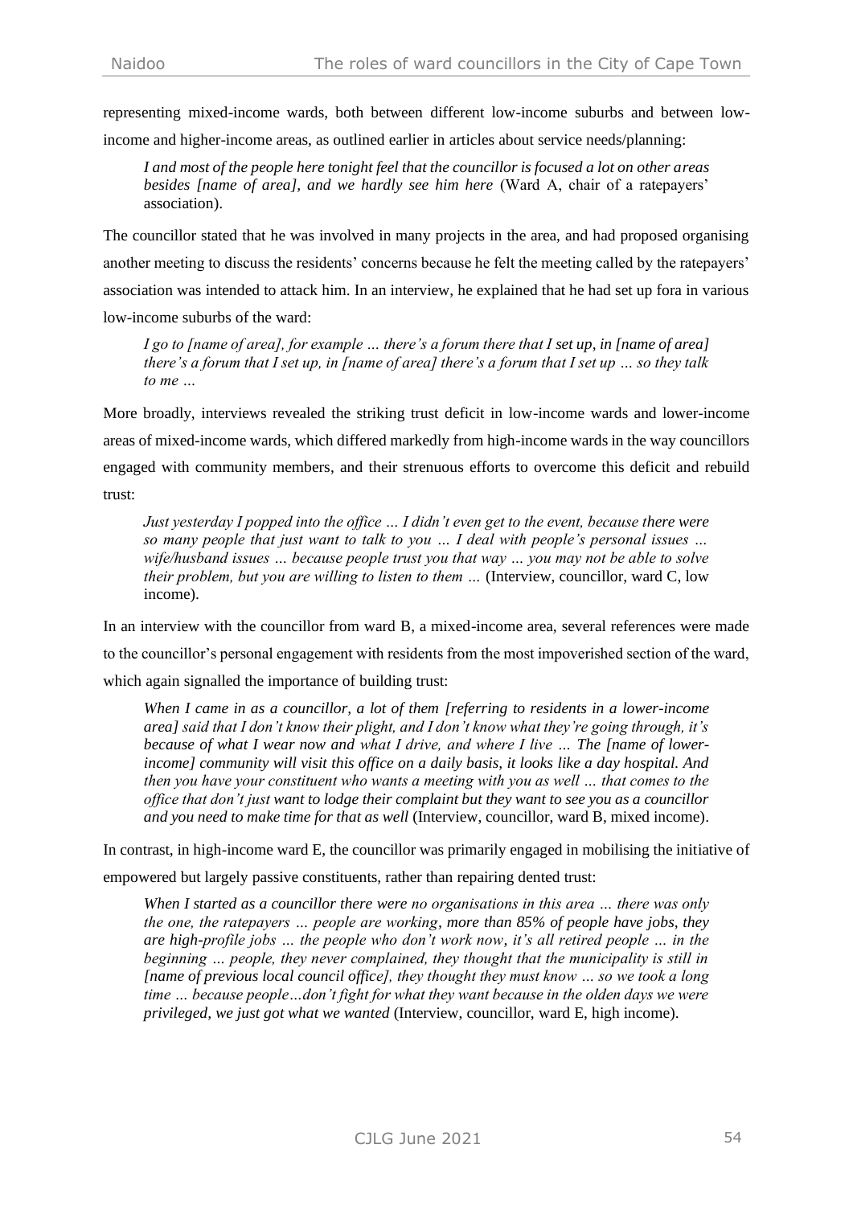representing mixed-income wards, both between different low-income suburbs and between low-income and higher-income areas, as outlined earlier in articles about service needs/planning:

> *I and most of the people here tonight feel that the councillor is focused a lot on other areas besides [name of area], and we hardly see him here* (Ward A, chair of a ratepayers' association).

The councillor stated that he was involved in many projects in the area, and had proposed organising another meeting to discuss the residents' concerns because he felt the meeting called by the ratepayers' association was intended to attack him. In an interview, he explained that he had set up fora in various low-income suburbs of the ward:

> *I go to [name of area], for example … there's a forum there that I set up, in [name of area] there's a forum that I set up, in [name of area] there's a forum that I set up … so they talk to me …*

More broadly, interviews revealed the striking trust deficit in low-income wards and lower-income areas of mixed-income wards, which differed markedly from high-income wards in the way councillors engaged with community members, and their strenuous efforts to overcome this deficit and rebuild trust:

> *Just yesterday I popped into the office … I didn't even get to the event, because there were so many people that just want to talk to you … I deal with people's personal issues … wife/husband issues … because people trust you that way … you may not be able to solve their problem, but you are willing to listen to them …* (Interview, councillor, ward C, low income).

In an interview with the councillor from ward B, a mixed-income area, several references were made to the councillor's personal engagement with residents from the most impoverished section of the ward, which again signalled the importance of building trust:

> *When I came in as a councillor, a lot of them [referring to residents in a lower-income area] said that I don't know their plight, and I don't know what they're going through, it's because of what I wear now and what I drive, and where I live … The [name of lower-income] community will visit this office on a daily basis, it looks like a day hospital. And then you have your constituent who wants a meeting with you as well … that comes to the office that don't just want to lodge their complaint but they want to see you as a councillor and you need to make time for that as well* (Interview, councillor, ward B, mixed income).

In contrast, in high-income ward E, the councillor was primarily engaged in mobilising the initiative of empowered but largely passive constituents, rather than repairing dented trust:

> *When I started as a councillor there were no organisations in this area … there was only the one, the ratepayers … people are working, more than 85% of people have jobs, they are high-profile jobs … the people who don't work now, it's all retired people … in the beginning … people, they never complained, they thought that the municipality is still in [name of previous local council office], they thought they must know … so we took a long time … because people…don't fight for what they want because in the olden days we were privileged, we just got what we wanted* (Interview, councillor, ward E, high income).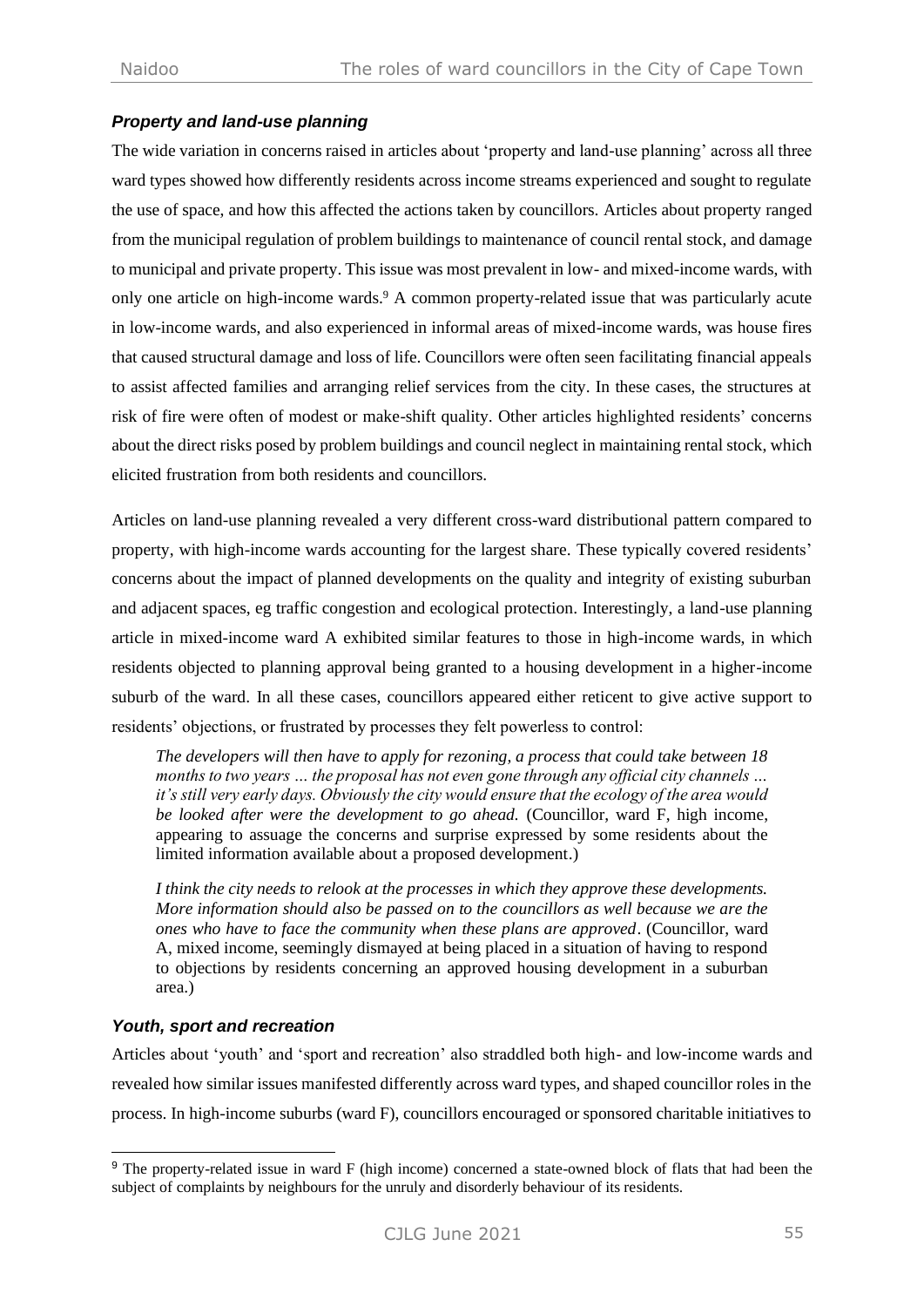### *Property and land-use planning*

The wide variation in concerns raised in articles about 'property and land-use planning' across all three ward types showed how differently residents across income streams experienced and sought to regulate the use of space, and how this affected the actions taken by councillors. Articles about property ranged from the municipal regulation of problem buildings to maintenance of council rental stock, and damage to municipal and private property. This issue was most prevalent in low- and mixed-income wards, with only one article on high-income wards.[9] A common property-related issue that was particularly acute in low-income wards, and also experienced in informal areas of mixed-income wards, was house fires that caused structural damage and loss of life. Councillors were often seen facilitating financial appeals to assist affected families and arranging relief services from the city. In these cases, the structures at risk of fire were often of modest or make-shift quality. Other articles highlighted residents' concerns about the direct risks posed by problem buildings and council neglect in maintaining rental stock, which elicited frustration from both residents and councillors.

Articles on land-use planning revealed a very different cross-ward distributional pattern compared to property, with high-income wards accounting for the largest share. These typically covered residents' concerns about the impact of planned developments on the quality and integrity of existing suburban and adjacent spaces, eg traffic congestion and ecological protection. Interestingly, a land-use planning article in mixed-income ward A exhibited similar features to those in high-income wards, in which residents objected to planning approval being granted to a housing development in a higher-income suburb of the ward. In all these cases, councillors appeared either reticent to give active support to residents' objections, or frustrated by processes they felt powerless to control:

> *The developers will then have to apply for rezoning, a process that could take between 18 months to two years … the proposal has not even gone through any official city channels … it's still very early days. Obviously the city would ensure that the ecology of the area would be looked after were the development to go ahead.* (Councillor, ward F, high income, appearing to assuage the concerns and surprise expressed by some residents about the limited information available about a proposed development.)

> *I think the city needs to relook at the processes in which they approve these developments. More information should also be passed on to the councillors as well because we are the ones who have to face the community when these plans are approved*. (Councillor, ward A, mixed income, seemingly dismayed at being placed in a situation of having to respond to objections by residents concerning an approved housing development in a suburban area.)

### *Youth, sport and recreation*

Articles about 'youth' and 'sport and recreation' also straddled both high- and low-income wards and revealed how similar issues manifested differently across ward types, and shaped councillor roles in the process. In high-income suburbs (ward F), councillors encouraged or sponsored charitable initiatives to

---

[9] The property-related issue in ward F (high income) concerned a state-owned block of flats that had been the subject of complaints by neighbours for the unruly and disorderly behaviour of its residents.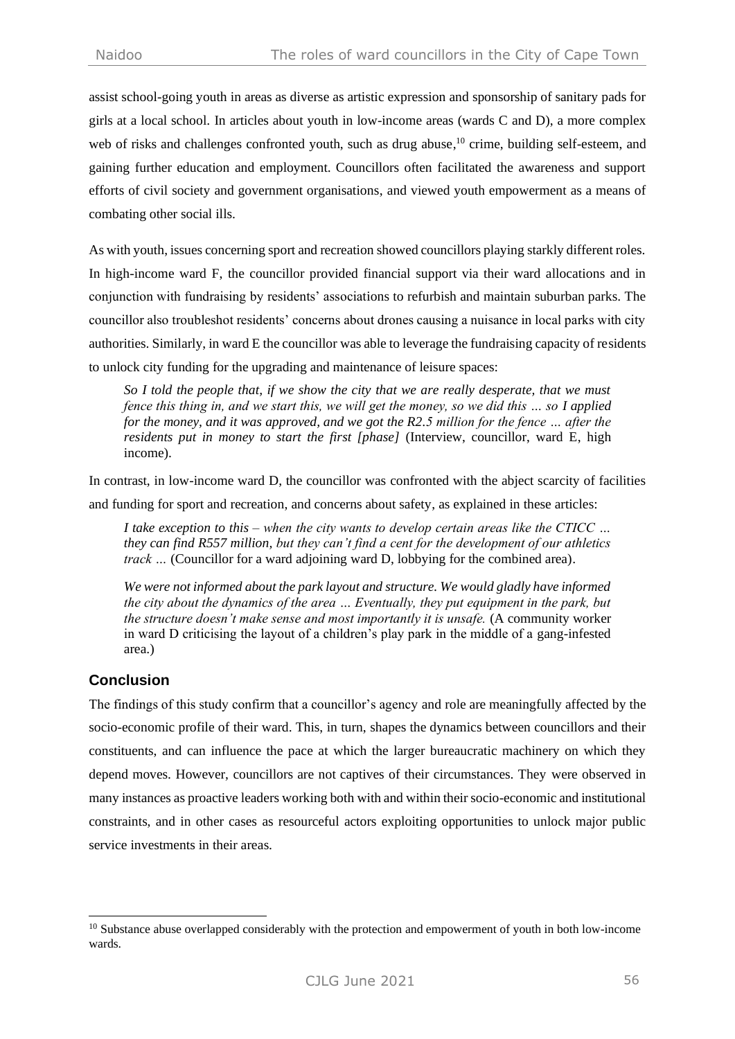assist school-going youth in areas as diverse as artistic expression and sponsorship of sanitary pads for girls at a local school. In articles about youth in low-income areas (wards C and D), a more complex web of risks and challenges confronted youth, such as drug abuse,[10] crime, building self-esteem, and gaining further education and employment. Councillors often facilitated the awareness and support efforts of civil society and government organisations, and viewed youth empowerment as a means of combating other social ills.

As with youth, issues concerning sport and recreation showed councillors playing starkly different roles. In high-income ward F, the councillor provided financial support via their ward allocations and in conjunction with fundraising by residents' associations to refurbish and maintain suburban parks. The councillor also troubleshot residents' concerns about drones causing a nuisance in local parks with city authorities. Similarly, in ward E the councillor was able to leverage the fundraising capacity of residents to unlock city funding for the upgrading and maintenance of leisure spaces:

> *So I told the people that, if we show the city that we are really desperate, that we must fence this thing in, and we start this, we will get the money, so we did this … so I applied for the money, and it was approved, and we got the R2.5 million for the fence … after the residents put in money to start the first [phase]* (Interview, councillor, ward E, high income).

In contrast, in low-income ward D, the councillor was confronted with the abject scarcity of facilities and funding for sport and recreation, and concerns about safety, as explained in these articles:

> *I take exception to this – when the city wants to develop certain areas like the CTICC … they can find R557 million, but they can't find a cent for the development of our athletics track …* (Councillor for a ward adjoining ward D, lobbying for the combined area).

> *We were not informed about the park layout and structure. We would gladly have informed the city about the dynamics of the area … Eventually, they put equipment in the park, but the structure doesn't make sense and most importantly it is unsafe.* (A community worker in ward D criticising the layout of a children's play park in the middle of a gang-infested area.)

## Conclusion

The findings of this study confirm that a councillor's agency and role are meaningfully affected by the socio-economic profile of their ward. This, in turn, shapes the dynamics between councillors and their constituents, and can influence the pace at which the larger bureaucratic machinery on which they depend moves. However, councillors are not captives of their circumstances. They were observed in many instances as proactive leaders working both with and within their socio-economic and institutional constraints, and in other cases as resourceful actors exploiting opportunities to unlock major public service investments in their areas.

---

[10] Substance abuse overlapped considerably with the protection and empowerment of youth in both low-income wards.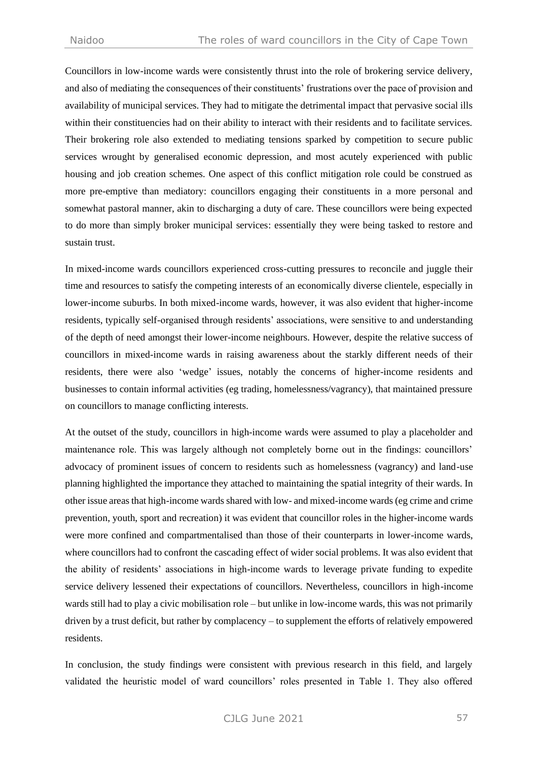Councillors in low-income wards were consistently thrust into the role of brokering service delivery, and also of mediating the consequences of their constituents' frustrations over the pace of provision and availability of municipal services. They had to mitigate the detrimental impact that pervasive social ills within their constituencies had on their ability to interact with their residents and to facilitate services. Their brokering role also extended to mediating tensions sparked by competition to secure public services wrought by generalised economic depression, and most acutely experienced with public housing and job creation schemes. One aspect of this conflict mitigation role could be construed as more pre-emptive than mediatory: councillors engaging their constituents in a more personal and somewhat pastoral manner, akin to discharging a duty of care. These councillors were being expected to do more than simply broker municipal services: essentially they were being tasked to restore and sustain trust.

In mixed-income wards councillors experienced cross-cutting pressures to reconcile and juggle their time and resources to satisfy the competing interests of an economically diverse clientele, especially in lower-income suburbs. In both mixed-income wards, however, it was also evident that higher-income residents, typically self-organised through residents' associations, were sensitive to and understanding of the depth of need amongst their lower-income neighbours. However, despite the relative success of councillors in mixed-income wards in raising awareness about the starkly different needs of their residents, there were also 'wedge' issues, notably the concerns of higher-income residents and businesses to contain informal activities (eg trading, homelessness/vagrancy), that maintained pressure on councillors to manage conflicting interests.

At the outset of the study, councillors in high-income wards were assumed to play a placeholder and maintenance role. This was largely although not completely borne out in the findings: councillors' advocacy of prominent issues of concern to residents such as homelessness (vagrancy) and land-use planning highlighted the importance they attached to maintaining the spatial integrity of their wards. In other issue areas that high-income wards shared with low- and mixed-income wards (eg crime and crime prevention, youth, sport and recreation) it was evident that councillor roles in the higher-income wards were more confined and compartmentalised than those of their counterparts in lower-income wards, where councillors had to confront the cascading effect of wider social problems. It was also evident that the ability of residents' associations in high-income wards to leverage private funding to expedite service delivery lessened their expectations of councillors. Nevertheless, councillors in high-income wards still had to play a civic mobilisation role – but unlike in low-income wards, this was not primarily driven by a trust deficit, but rather by complacency – to supplement the efforts of relatively empowered residents.

In conclusion, the study findings were consistent with previous research in this field, and largely validated the heuristic model of ward councillors' roles presented in Table 1. They also offered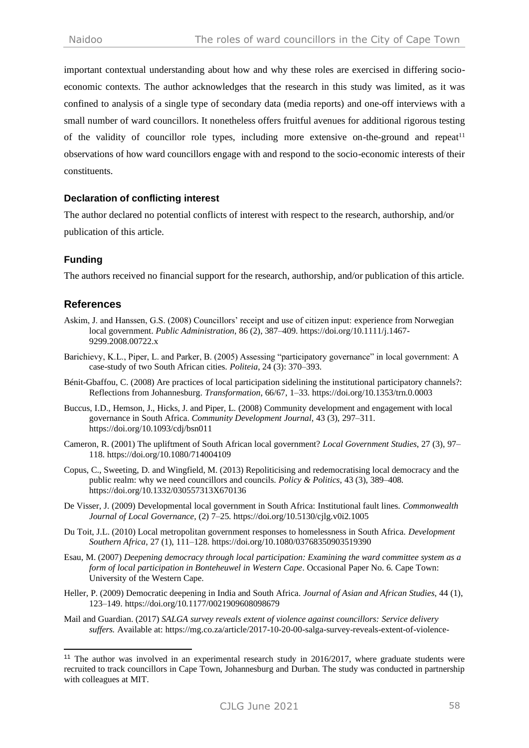important contextual understanding about how and why these roles are exercised in differing socio-economic contexts. The author acknowledges that the research in this study was limited, as it was confined to analysis of a single type of secondary data (media reports) and one-off interviews with a small number of ward councillors. It nonetheless offers fruitful avenues for additional rigorous testing of the validity of councillor role types, including more extensive on-the-ground and repeat[11] observations of how ward councillors engage with and respond to the socio-economic interests of their constituents.

### Declaration of conflicting interest

The author declared no potential conflicts of interest with respect to the research, authorship, and/or publication of this article.

### Funding

The authors received no financial support for the research, authorship, and/or publication of this article.

## References

Askim, J. and Hanssen, G.S. (2008) Councillors' receipt and use of citizen input: experience from Norwegian local government. *Public Administration*, 86 (2), 387–409. https://doi.org/10.1111/j.1467-9299.2008.00722.x

Barichievy, K.L., Piper, L. and Parker, B. (2005) Assessing "participatory governance" in local government: A case-study of two South African cities. *Politeia*, 24 (3): 370–393.

Bénit-Gbaffou, C. (2008) Are practices of local participation sidelining the institutional participatory channels?: Reflections from Johannesburg. *Transformation*, 66/67, 1–33. https://doi.org/10.1353/trn.0.0003

Buccus, I.D., Hemson, J., Hicks, J. and Piper, L. (2008) Community development and engagement with local governance in South Africa. *Community Development Journal*, 43 (3), 297–311. https://doi.org/10.1093/cdj/bsn011

Cameron, R. (2001) The upliftment of South African local government? *Local Government Studies*, 27 (3), 97–118. https://doi.org/10.1080/714004109

Copus, C., Sweeting, D. and Wingfield, M. (2013) Repoliticising and redemocratising local democracy and the public realm: why we need councillors and councils. *Policy & Politics*, 43 (3), 389–408. https://doi.org/10.1332/030557313X670136

De Visser, J. (2009) Developmental local government in South Africa: Institutional fault lines. *Commonwealth Journal of Local Governance*, (2) 7–25. https://doi.org/10.5130/cjlg.v0i2.1005

Du Toit, J.L. (2010) Local metropolitan government responses to homelessness in South Africa. *Development Southern Africa*, 27 (1), 111–128. https://doi.org/10.1080/03768350903519390

Esau, M. (2007) *Deepening democracy through local participation: Examining the ward committee system as a form of local participation in Bonteheuwel in Western Cape*. Occasional Paper No. 6. Cape Town: University of the Western Cape.

Heller, P. (2009) Democratic deepening in India and South Africa. *Journal of Asian and African Studies*, 44 (1), 123–149. https://doi.org/10.1177/0021909608098679

Mail and Guardian. (2017) *SALGA survey reveals extent of violence against councillors: Service delivery suffers.* Available at: https://mg.co.za/article/2017-10-20-00-salga-survey-reveals-extent-of-violence-

[11] The author was involved in an experimental research study in 2016/2017, where graduate students were recruited to track councillors in Cape Town, Johannesburg and Durban. The study was conducted in partnership with colleagues at MIT.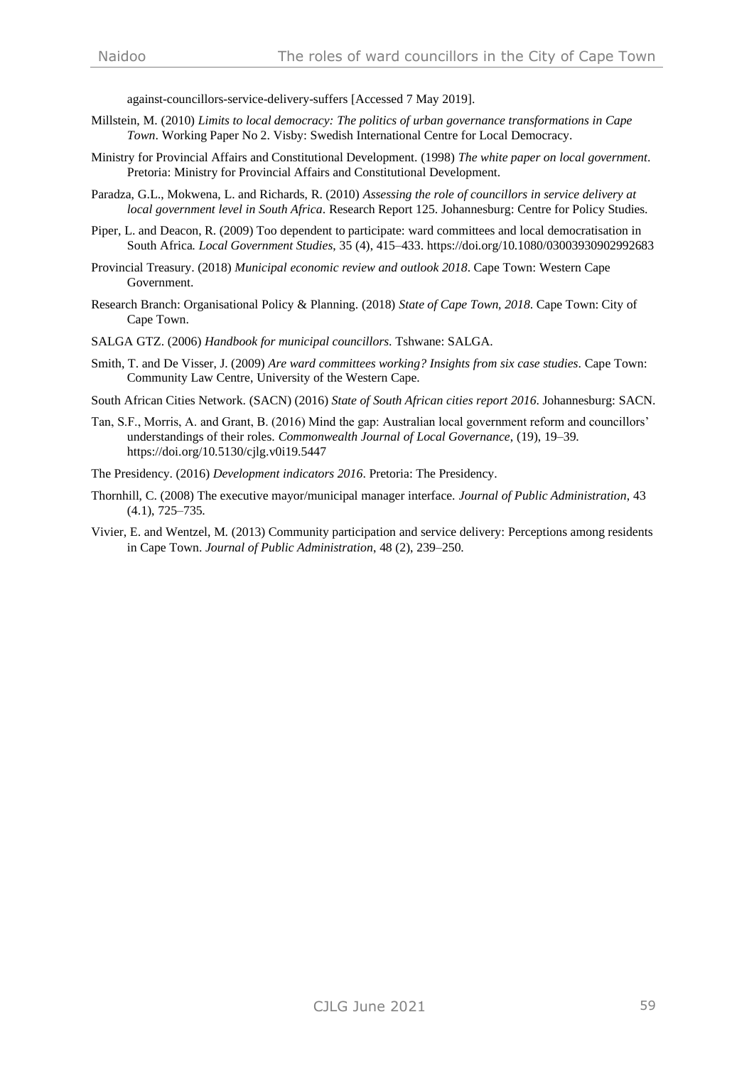against-councillors-service-delivery-suffers [Accessed 7 May 2019].

Millstein, M. (2010) *Limits to local democracy: The politics of urban governance transformations in Cape Town*. Working Paper No 2. Visby: Swedish International Centre for Local Democracy.

Ministry for Provincial Affairs and Constitutional Development. (1998) *The white paper on local government*. Pretoria: Ministry for Provincial Affairs and Constitutional Development.

Paradza, G.L., Mokwena, L. and Richards, R. (2010) *Assessing the role of councillors in service delivery at local government level in South Africa*. Research Report 125. Johannesburg: Centre for Policy Studies.

Piper, L. and Deacon, R. (2009) Too dependent to participate: ward committees and local democratisation in South Africa. *Local Government Studies*, 35 (4), 415–433. https://doi.org/10.1080/03003930902992683

Provincial Treasury. (2018) *Municipal economic review and outlook 2018*. Cape Town: Western Cape Government.

Research Branch: Organisational Policy & Planning. (2018) *State of Cape Town, 2018*. Cape Town: City of Cape Town.

SALGA GTZ. (2006) *Handbook for municipal councillors*. Tshwane: SALGA.

Smith, T. and De Visser, J. (2009) *Are ward committees working? Insights from six case studies*. Cape Town: Community Law Centre, University of the Western Cape.

South African Cities Network. (SACN) (2016) *State of South African cities report 2016*. Johannesburg: SACN.

Tan, S.F., Morris, A. and Grant, B. (2016) Mind the gap: Australian local government reform and councillors' understandings of their roles. *Commonwealth Journal of Local Governance*, (19), 19–39. https://doi.org/10.5130/cjlg.v0i19.5447

The Presidency. (2016) *Development indicators 2016*. Pretoria: The Presidency.

Thornhill, C. (2008) The executive mayor/municipal manager interface. *Journal of Public Administration*, 43 (4.1), 725–735.

Vivier, E. and Wentzel, M. (2013) Community participation and service delivery: Perceptions among residents in Cape Town. *Journal of Public Administration*, 48 (2), 239–250.